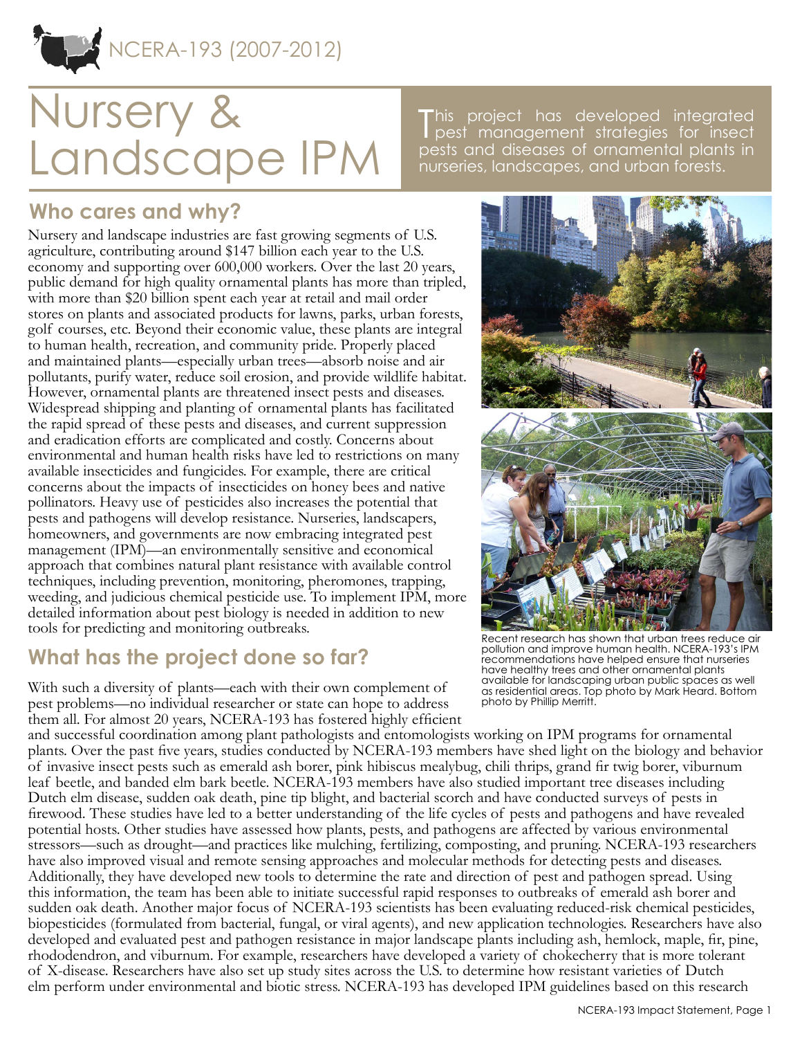NCERA-193 (2007-2012)

# Nursery & Landscape IPM

This project has developed integrated pest management strategies for insect pests and diseases of ornamental plants in nurseries, landscapes, and urban forests.

## Who cares and why?

Nursery and landscape industries are fast growing segments of U.S. agriculture, contributing around $147 billion each year to the U.S. economy and supporting over 600,000 workers. Over the last 20 years, public demand for high quality ornamental plants has more than tripled, with more than $20 billion spent each year at retail and mail order stores on plants and associated products for lawns, parks, urban forests, golf courses, etc. Beyond their economic value, these plants are integral to human health, recreation, and community pride. Properly placed and maintained plants—especially urban trees—absorb noise and air pollutants, purify water, reduce soil erosion, and provide wildlife habitat. However, ornamental plants are threatened insect pests and diseases. Widespread shipping and planting of ornamental plants has facilitated the rapid spread of these pests and diseases, and current suppression and eradication efforts are complicated and costly. Concerns about environmental and human health risks have led to restrictions on many available insecticides and fungicides. For example, there are critical concerns about the impacts of insecticides on honey bees and native pollinators. Heavy use of pesticides also increases the potential that pests and pathogens will develop resistance. Nurseries, landscapers, homeowners, and governments are now embracing integrated pest management (IPM)—an environmentally sensitive and economical approach that combines natural plant resistance with available control techniques, including prevention, monitoring, pheromones, trapping, weeding, and judicious chemical pesticide use. To implement IPM, more detailed information about pest biology is needed in addition to new tools for predicting and monitoring outbreaks.

Recent research has shown that urban trees reduce air pollution and improve human health. NCERA-193's IPM recommendations have helped ensure that nurseries have healthy trees and other ornamental plants available for landscaping urban public spaces as well as residential areas. Top photo by Mark Heard. Bottom photo by Phillip Merritt.

## What has the project done so far?

With such a diversity of plants—each with their own complement of pest problems—no individual researcher or state can hope to address them all. For almost 20 years, NCERA-193 has fostered highly efficient and successful coordination among plant pathologists and entomologists working on IPM programs for ornamental plants. Over the past five years, studies conducted by NCERA-193 members have shed light on the biology and behavior of invasive insect pests such as emerald ash borer, pink hibiscus mealybug, chili thrips, grand fir twig borer, viburnum leaf beetle, and banded elm bark beetle. NCERA-193 members have also studied important tree diseases including Dutch elm disease, sudden oak death, pine tip blight, and bacterial scorch and have conducted surveys of pests in firewood. These studies have led to a better understanding of the life cycles of pests and pathogens and have revealed potential hosts. Other studies have assessed how plants, pests, and pathogens are affected by various environmental stressors—such as drought—and practices like mulching, fertilizing, composting, and pruning. NCERA-193 researchers have also improved visual and remote sensing approaches and molecular methods for detecting pests and diseases. Additionally, they have developed new tools to determine the rate and direction of pest and pathogen spread. Using this information, the team has been able to initiate successful rapid responses to outbreaks of emerald ash borer and sudden oak death. Another major focus of NCERA-193 scientists has been evaluating reduced-risk chemical pesticides, biopesticides (formulated from bacterial, fungal, or viral agents), and new application technologies. Researchers have also developed and evaluated pest and pathogen resistance in major landscape plants including ash, hemlock, maple, fir, pine, rhododendron, and viburnum. For example, researchers have developed a variety of chokecherry that is more tolerant of X-disease. Researchers have also set up study sites across the U.S. to determine how resistant varieties of Dutch elm perform under environmental and biotic stress. NCERA-193 has developed IPM guidelines based on this research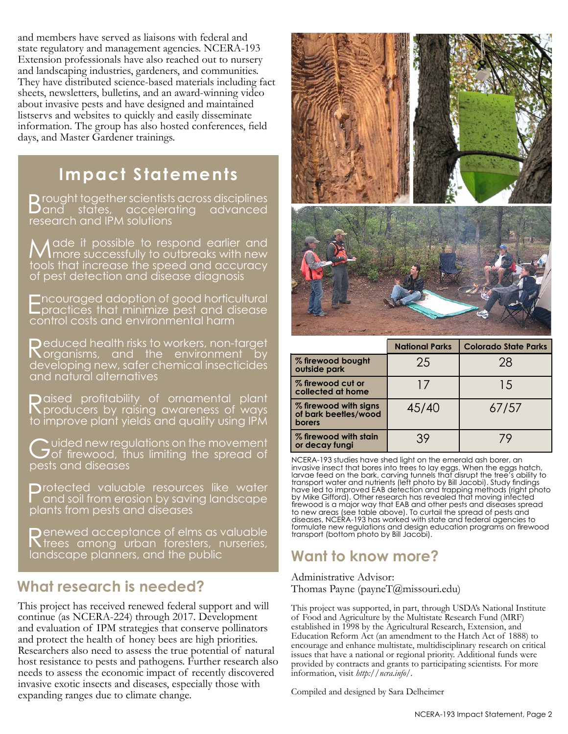and members have served as liaisons with federal and state regulatory and management agencies. NCERA-193 Extension professionals have also reached out to nursery and landscaping industries, gardeners, and communities. They have distributed science-based materials including fact sheets, newsletters, bulletins, and an award-winning video about invasive pests and have designed and maintained listservs and websites to quickly and easily disseminate information. The group has also hosted conferences, field days, and Master Gardener trainings.

## Impact Statements

Brought together scientists across disciplines and states, accelerating advanced research and IPM solutions

Made it possible to respond earlier and more successfully to outbreaks with new tools that increase the speed and accuracy of pest detection and disease diagnosis

Encouraged adoption of good horticultural practices that minimize pest and disease control costs and environmental harm

Reduced health risks to workers, non-target organisms, and the environment by developing new, safer chemical insecticides and natural alternatives

Raised profitability of ornamental plant producers by raising awareness of ways to improve plant yields and quality using IPM

Guided new regulations on the movement of firewood, thus limiting the spread of pests and diseases

Protected valuable resources like water and soil from erosion by saving landscape plants from pests and diseases

Renewed acceptance of elms as valuable trees among urban foresters, nurseries, landscape planners, and the public

## What research is needed?

This project has received renewed federal support and will continue (as NCERA-224) through 2017. Development and evaluation of IPM strategies that conserve pollinators and protect the health of honey bees are high priorities. Researchers also need to assess the true potential of natural host resistance to pests and pathogens. Further research also needs to assess the economic impact of recently discovered invasive exotic insects and diseases, especially those with expanding ranges due to climate change.

| | National Parks | Colorado State Parks |
|---|---|---|
| % firewood bought outside park | 25 | 28 |
| % firewood cut or collected at home | 17 | 15 |
| % firewood with signs of bark beetles/wood borers | 45/40 | 67/57 |
| % firewood with stain or decay fungi | 39 | 79 |

NCERA-193 studies have shed light on the emerald ash borer, an invasive insect that bores into trees to lay eggs. When the eggs hatch, larvae feed on the bark, carving tunnels that disrupt the tree's ability to transport water and nutrients (left photo by Bill Jacobi). Study findings have led to improved EAB detection and trapping methods (right photo by Mike Gifford). Other research has revealed that moving infected firewood is a major way that EAB and other pests and diseases spread to new areas (see table above). To curtail the spread of pests and diseases, NCERA-193 has worked with state and federal agencies to formulate new regulations and design education programs on firewood transport (bottom photo by Bill Jacobi).

## Want to know more?

Administrative Advisor:
Thomas Payne (payneT@missouri.edu)

This project was supported, in part, through USDA's National Institute of Food and Agriculture by the Multistate Research Fund (MRF) established in 1998 by the Agricultural Research, Extension, and Education Reform Act (an amendment to the Hatch Act of 1888) to encourage and enhance multistate, multidisciplinary research on critical issues that have a national or regional priority. Additional funds were provided by contracts and grants to participating scientists. For more information, visit *http://ncra.info/*.

Compiled and designed by Sara Delheimer